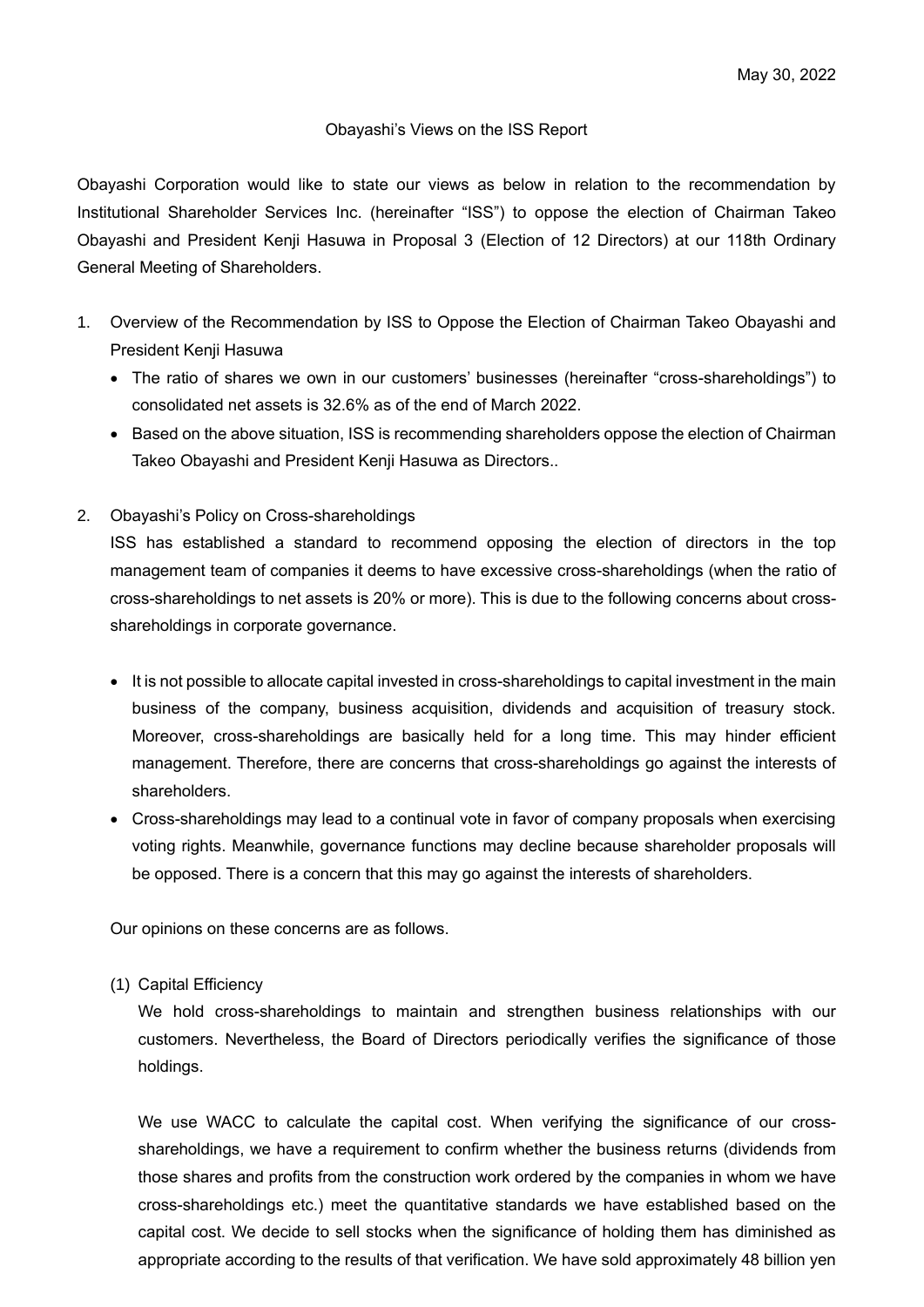May 30, 2022

# Obayashi's Views on the ISS Report

Obayashi Corporation would like to state our views as below in relation to the recommendation by Institutional Shareholder Services Inc. (hereinafter "ISS") to oppose the election of Chairman Takeo Obayashi and President Kenji Hasuwa in Proposal 3 (Election of 12 Directors) at our 118th Ordinary General Meeting of Shareholders.

1. Overview of the Recommendation by ISS to Oppose the Election of Chairman Takeo Obayashi and President Kenji Hasuwa
   - The ratio of shares we own in our customers' businesses (hereinafter "cross-shareholdings") to consolidated net assets is 32.6% as of the end of March 2022.
   - Based on the above situation, ISS is recommending shareholders oppose the election of Chairman Takeo Obayashi and President Kenji Hasuwa as Directors..

2. Obayashi's Policy on Cross-shareholdings

   ISS has established a standard to recommend opposing the election of directors in the top management team of companies it deems to have excessive cross-shareholdings (when the ratio of cross-shareholdings to net assets is 20% or more). This is due to the following concerns about cross-shareholdings in corporate governance.

   - It is not possible to allocate capital invested in cross-shareholdings to capital investment in the main business of the company, business acquisition, dividends and acquisition of treasury stock. Moreover, cross-shareholdings are basically held for a long time. This may hinder efficient management. Therefore, there are concerns that cross-shareholdings go against the interests of shareholders.
   - Cross-shareholdings may lead to a continual vote in favor of company proposals when exercising voting rights. Meanwhile, governance functions may decline because shareholder proposals will be opposed. There is a concern that this may go against the interests of shareholders.

   Our opinions on these concerns are as follows.

   (1) Capital Efficiency

   We hold cross-shareholdings to maintain and strengthen business relationships with our customers. Nevertheless, the Board of Directors periodically verifies the significance of those holdings.

   We use WACC to calculate the capital cost. When verifying the significance of our cross-shareholdings, we have a requirement to confirm whether the business returns (dividends from those shares and profits from the construction work ordered by the companies in whom we have cross-shareholdings etc.) meet the quantitative standards we have established based on the capital cost. We decide to sell stocks when the significance of holding them has diminished as appropriate according to the results of that verification. We have sold approximately 48 billion yen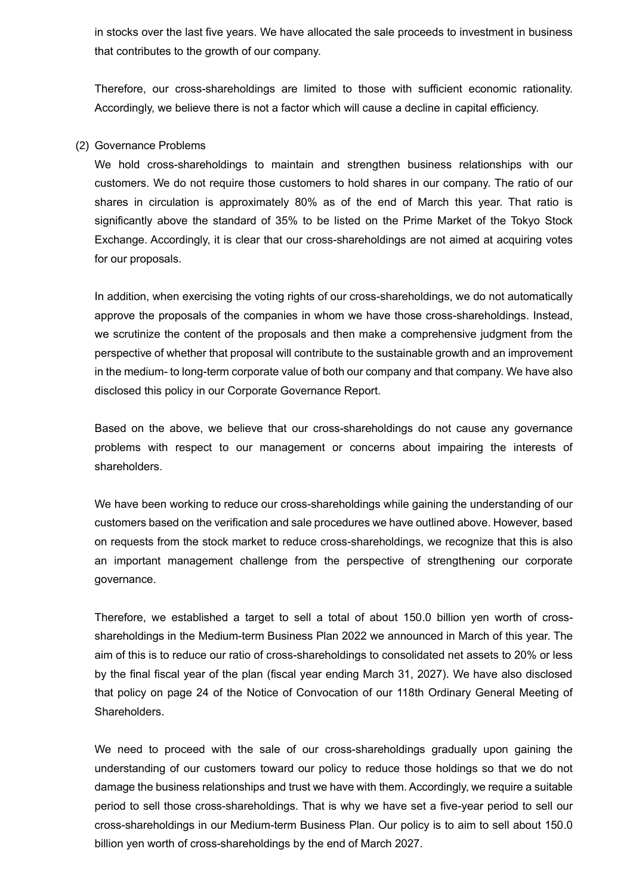in stocks over the last five years. We have allocated the sale proceeds to investment in business that contributes to the growth of our company.

Therefore, our cross-shareholdings are limited to those with sufficient economic rationality. Accordingly, we believe there is not a factor which will cause a decline in capital efficiency.

(2) Governance Problems

We hold cross-shareholdings to maintain and strengthen business relationships with our customers. We do not require those customers to hold shares in our company. The ratio of our shares in circulation is approximately 80% as of the end of March this year. That ratio is significantly above the standard of 35% to be listed on the Prime Market of the Tokyo Stock Exchange. Accordingly, it is clear that our cross-shareholdings are not aimed at acquiring votes for our proposals.

In addition, when exercising the voting rights of our cross-shareholdings, we do not automatically approve the proposals of the companies in whom we have those cross-shareholdings. Instead, we scrutinize the content of the proposals and then make a comprehensive judgment from the perspective of whether that proposal will contribute to the sustainable growth and an improvement in the medium- to long-term corporate value of both our company and that company. We have also disclosed this policy in our Corporate Governance Report.

Based on the above, we believe that our cross-shareholdings do not cause any governance problems with respect to our management or concerns about impairing the interests of shareholders.

We have been working to reduce our cross-shareholdings while gaining the understanding of our customers based on the verification and sale procedures we have outlined above. However, based on requests from the stock market to reduce cross-shareholdings, we recognize that this is also an important management challenge from the perspective of strengthening our corporate governance.

Therefore, we established a target to sell a total of about 150.0 billion yen worth of cross-shareholdings in the Medium-term Business Plan 2022 we announced in March of this year. The aim of this is to reduce our ratio of cross-shareholdings to consolidated net assets to 20% or less by the final fiscal year of the plan (fiscal year ending March 31, 2027). We have also disclosed that policy on page 24 of the Notice of Convocation of our 118th Ordinary General Meeting of Shareholders.

We need to proceed with the sale of our cross-shareholdings gradually upon gaining the understanding of our customers toward our policy to reduce those holdings so that we do not damage the business relationships and trust we have with them. Accordingly, we require a suitable period to sell those cross-shareholdings. That is why we have set a five-year period to sell our cross-shareholdings in our Medium-term Business Plan. Our policy is to aim to sell about 150.0 billion yen worth of cross-shareholdings by the end of March 2027.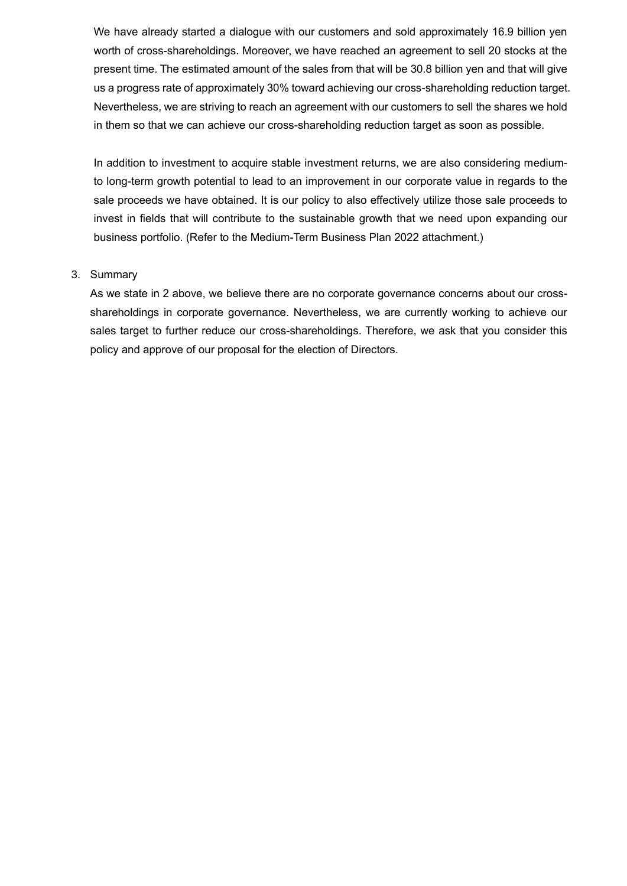We have already started a dialogue with our customers and sold approximately 16.9 billion yen worth of cross-shareholdings. Moreover, we have reached an agreement to sell 20 stocks at the present time. The estimated amount of the sales from that will be 30.8 billion yen and that will give us a progress rate of approximately 30% toward achieving our cross-shareholding reduction target. Nevertheless, we are striving to reach an agreement with our customers to sell the shares we hold in them so that we can achieve our cross-shareholding reduction target as soon as possible.

In addition to investment to acquire stable investment returns, we are also considering medium- to long-term growth potential to lead to an improvement in our corporate value in regards to the sale proceeds we have obtained. It is our policy to also effectively utilize those sale proceeds to invest in fields that will contribute to the sustainable growth that we need upon expanding our business portfolio. (Refer to the Medium-Term Business Plan 2022 attachment.)

3. Summary

As we state in 2 above, we believe there are no corporate governance concerns about our cross-shareholdings in corporate governance. Nevertheless, we are currently working to achieve our sales target to further reduce our cross-shareholdings. Therefore, we ask that you consider this policy and approve of our proposal for the election of Directors.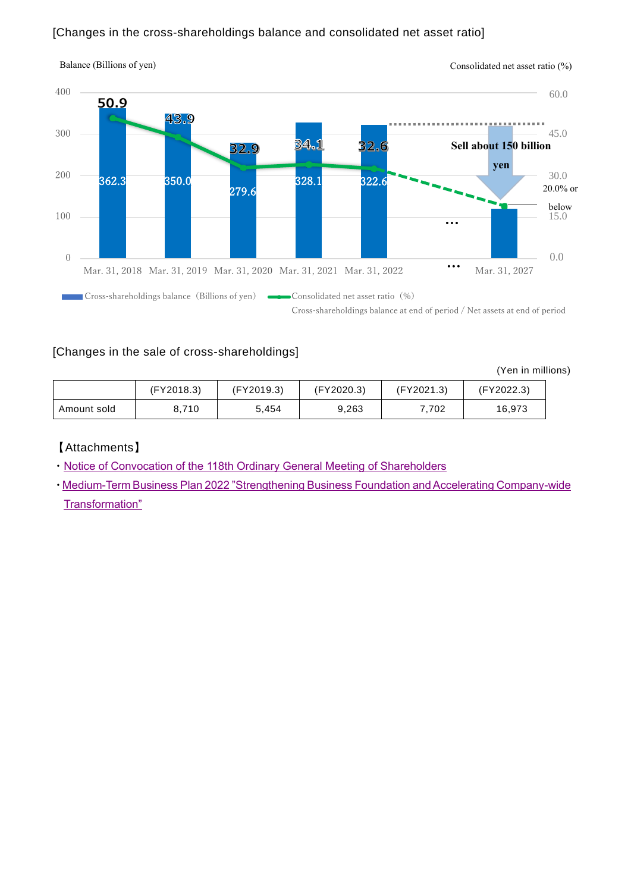[Changes in the cross-shareholdings balance and consolidated net asset ratio]

Balance (Billions of yen)

Consolidated net asset ratio (%)

400
300
200
100
0

60.0
45.0
30.0
15.0
0.0

50.9
43.9
32.9
34.1
32.6

362.3
350.0
279.6
328.1
322.6

Sell about 150 billion yen

20.0% or below

…

Mar. 31, 2018 Mar. 31, 2019 Mar. 31, 2020 Mar. 31, 2021 Mar. 31, 2022 … Mar. 31, 2027

Cross-shareholdings balance（Billions of yen） Consolidated net asset ratio（%）

Cross-shareholdings balance at end of period / Net assets at end of period

[Changes in the sale of cross-shareholdings]

(Yen in millions)

| | (FY2018.3) | (FY2019.3) | (FY2020.3) | (FY2021.3) | (FY2022.3) |
|---|---|---|---|---|---|
| Amount sold | 8,710 | 5,454 | 9,263 | 7,702 | 16,973 |

【Attachments】

・Notice of Convocation of the 118th Ordinary General Meeting of Shareholders

・Medium-Term Business Plan 2022 "Strengthening Business Foundation and Accelerating Company-wide Transformation"